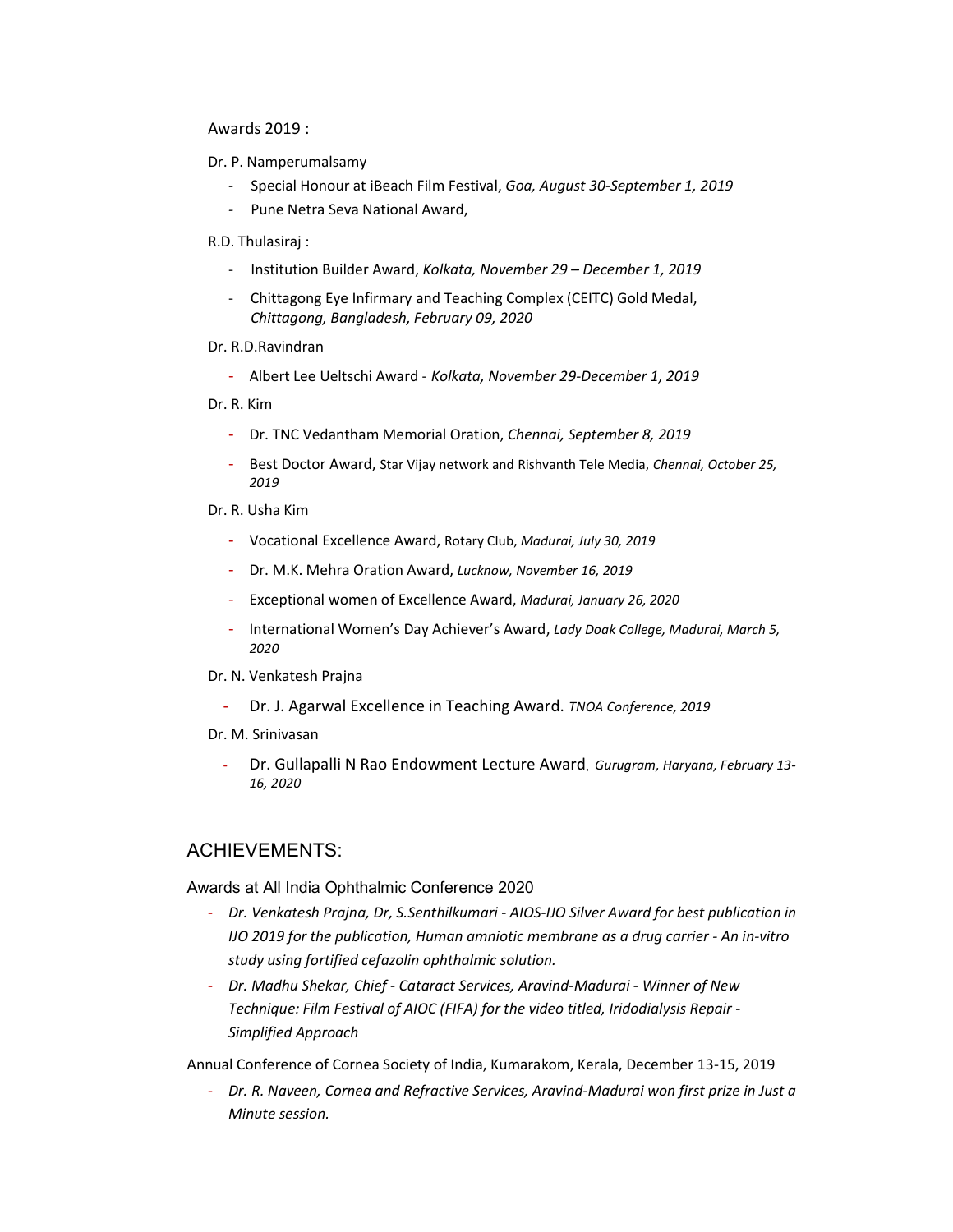Awards 2019 :

Dr. P. Namperumalsamy

- Special Honour at iBeach Film Festival, *Goa, August 30-September 1, 2019*
- Pune Netra Seva National Award,

R.D. Thulasiraj :

- Institution Builder Award, *Kolkata, November 29 – December 1, 2019*
- Chittagong Eye Infirmary and Teaching Complex (CEITC) Gold Medal, *Chittagong, Bangladesh, February 09, 2020*

Dr. R.D.Ravindran

- Albert Lee Ueltschi Award - *Kolkata, November 29-December 1, 2019*

Dr. R. Kim

- Dr. TNC Vedantham Memorial Oration, *Chennai, September 8, 2019*
- Best Doctor Award, Star Vijay network and Rishvanth Tele Media, *Chennai, October 25, 2019*

Dr. R. Usha Kim

- Vocational Excellence Award, Rotary Club, *Madurai, July 30, 2019*
- Dr. M.K. Mehra Oration Award, *Lucknow, November 16, 2019*
- Exceptional women of Excellence Award, *Madurai, January 26, 2020*
- International Women's Day Achiever's Award, *Lady Doak College, Madurai, March 5, 2020*

Dr. N. Venkatesh Prajna

- Dr. J. Agarwal Excellence in Teaching Award. *TNOA Conference, 2019*

Dr. M. Srinivasan

- Dr. Gullapalli N Rao Endowment Lecture Award, *Gurugram, Haryana, February 13-16, 2020*

## ACHIEVEMENTS:

Awards at All India Ophthalmic Conference 2020

- *Dr. Venkatesh Prajna, Dr, S.Senthilkumari - AIOS-IJO Silver Award for best publication in IJO 2019 for the publication, Human amniotic membrane as a drug carrier - An in-vitro study using fortified cefazolin ophthalmic solution.*
- *Dr. Madhu Shekar, Chief - Cataract Services, Aravind-Madurai - Winner of New Technique: Film Festival of AIOC (FIFA) for the video titled, Iridodialysis Repair - Simplified Approach*

Annual Conference of Cornea Society of India, Kumarakom, Kerala, December 13-15, 2019

- *Dr. R. Naveen, Cornea and Refractive Services, Aravind-Madurai won first prize in Just a Minute session.*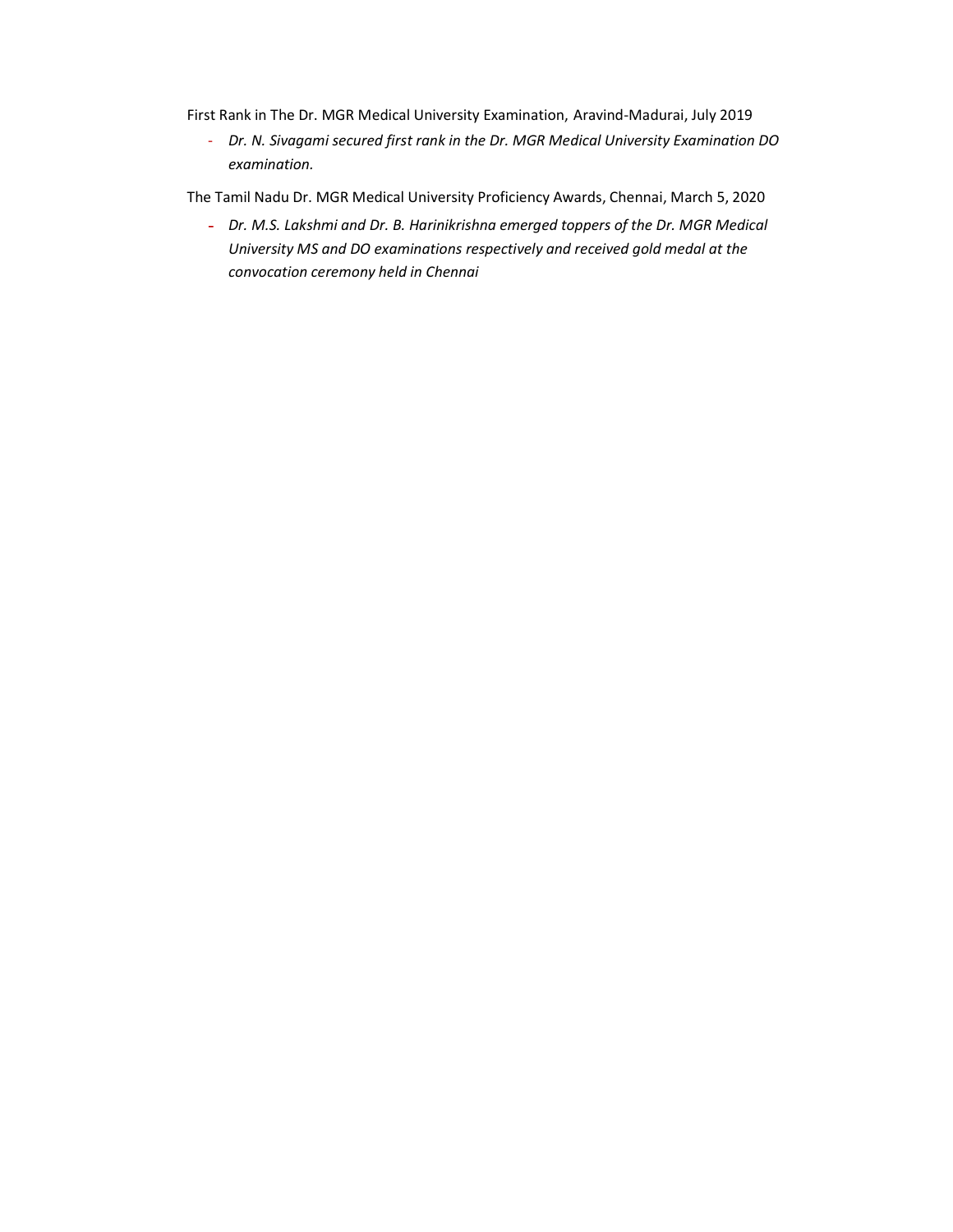First Rank in The Dr. MGR Medical University Examination, Aravind-Madurai, July 2019

- *Dr. N. Sivagami secured first rank in the Dr. MGR Medical University Examination DO examination.*

The Tamil Nadu Dr. MGR Medical University Proficiency Awards, Chennai, March 5, 2020

- *Dr. M.S. Lakshmi and Dr. B. Harinikrishna emerged toppers of the Dr. MGR Medical University MS and DO examinations respectively and received gold medal at the convocation ceremony held in Chennai*